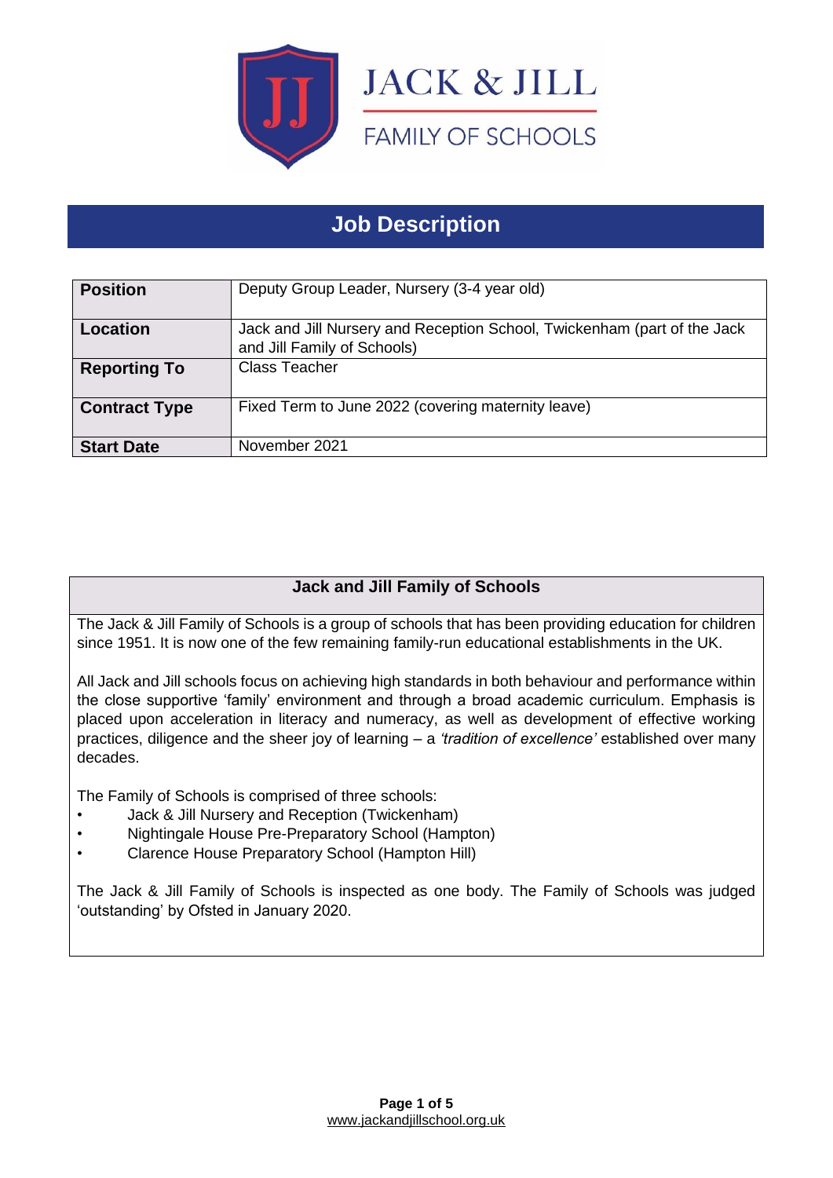JACK & JILL

FAMILY OF SCHOOLS

# Job Description

| | |
|---|---|
| **Position** | Deputy Group Leader, Nursery (3-4 year old) |
| **Location** | Jack and Jill Nursery and Reception School, Twickenham (part of the Jack and Jill Family of Schools) |
| **Reporting To** | Class Teacher |
| **Contract Type** | Fixed Term to June 2022 (covering maternity leave) |
| **Start Date** | November 2021 |

## Jack and Jill Family of Schools

The Jack & Jill Family of Schools is a group of schools that has been providing education for children since 1951. It is now one of the few remaining family-run educational establishments in the UK.

All Jack and Jill schools focus on achieving high standards in both behaviour and performance within the close supportive 'family' environment and through a broad academic curriculum. Emphasis is placed upon acceleration in literacy and numeracy, as well as development of effective working practices, diligence and the sheer joy of learning – a *'tradition of excellence'* established over many decades.

The Family of Schools is comprised of three schools:

- Jack & Jill Nursery and Reception (Twickenham)
- Nightingale House Pre-Preparatory School (Hampton)
- Clarence House Preparatory School (Hampton Hill)

The Jack & Jill Family of Schools is inspected as one body. The Family of Schools was judged 'outstanding' by Ofsted in January 2020.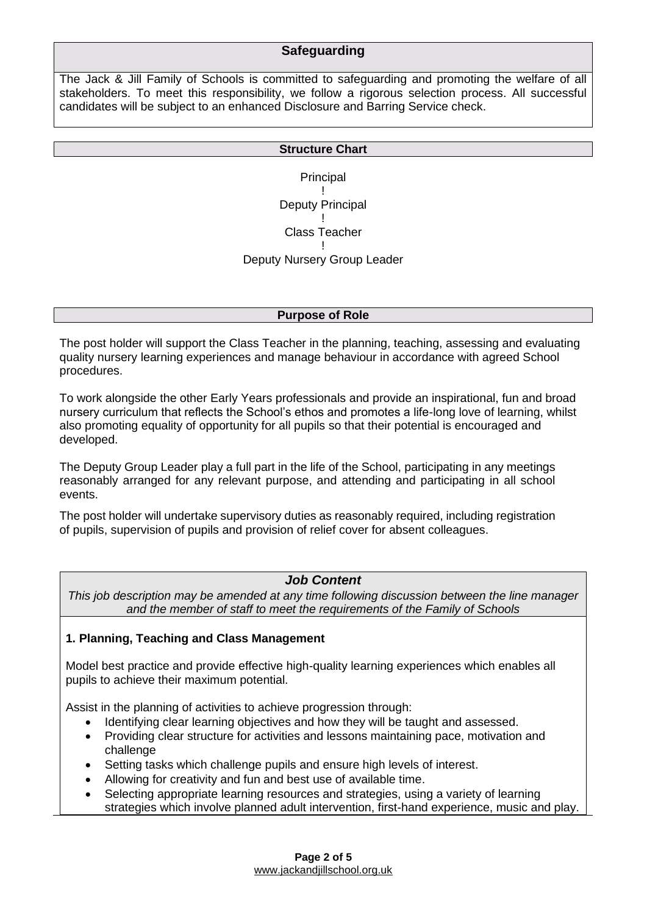## Safeguarding

The Jack & Jill Family of Schools is committed to safeguarding and promoting the welfare of all stakeholders. To meet this responsibility, we follow a rigorous selection process. All successful candidates will be subject to an enhanced Disclosure and Barring Service check.

## Structure Chart

Principal
!
Deputy Principal
!
Class Teacher
!
Deputy Nursery Group Leader

## Purpose of Role

The post holder will support the Class Teacher in the planning, teaching, assessing and evaluating quality nursery learning experiences and manage behaviour in accordance with agreed School procedures.

To work alongside the other Early Years professionals and provide an inspirational, fun and broad nursery curriculum that reflects the School's ethos and promotes a life-long love of learning, whilst also promoting equality of opportunity for all pupils so that their potential is encouraged and developed.

The Deputy Group Leader play a full part in the life of the School, participating in any meetings reasonably arranged for any relevant purpose, and attending and participating in all school events.

The post holder will undertake supervisory duties as reasonably required, including registration of pupils, supervision of pupils and provision of relief cover for absent colleagues.

## *Job Content*

*This job description may be amended at any time following discussion between the line manager and the member of staff to meet the requirements of the Family of Schools*

**1. Planning, Teaching and Class Management**

Model best practice and provide effective high-quality learning experiences which enables all pupils to achieve their maximum potential.

Assist in the planning of activities to achieve progression through:

- Identifying clear learning objectives and how they will be taught and assessed.
- Providing clear structure for activities and lessons maintaining pace, motivation and challenge
- Setting tasks which challenge pupils and ensure high levels of interest.
- Allowing for creativity and fun and best use of available time.
- Selecting appropriate learning resources and strategies, using a variety of learning strategies which involve planned adult intervention, first-hand experience, music and play.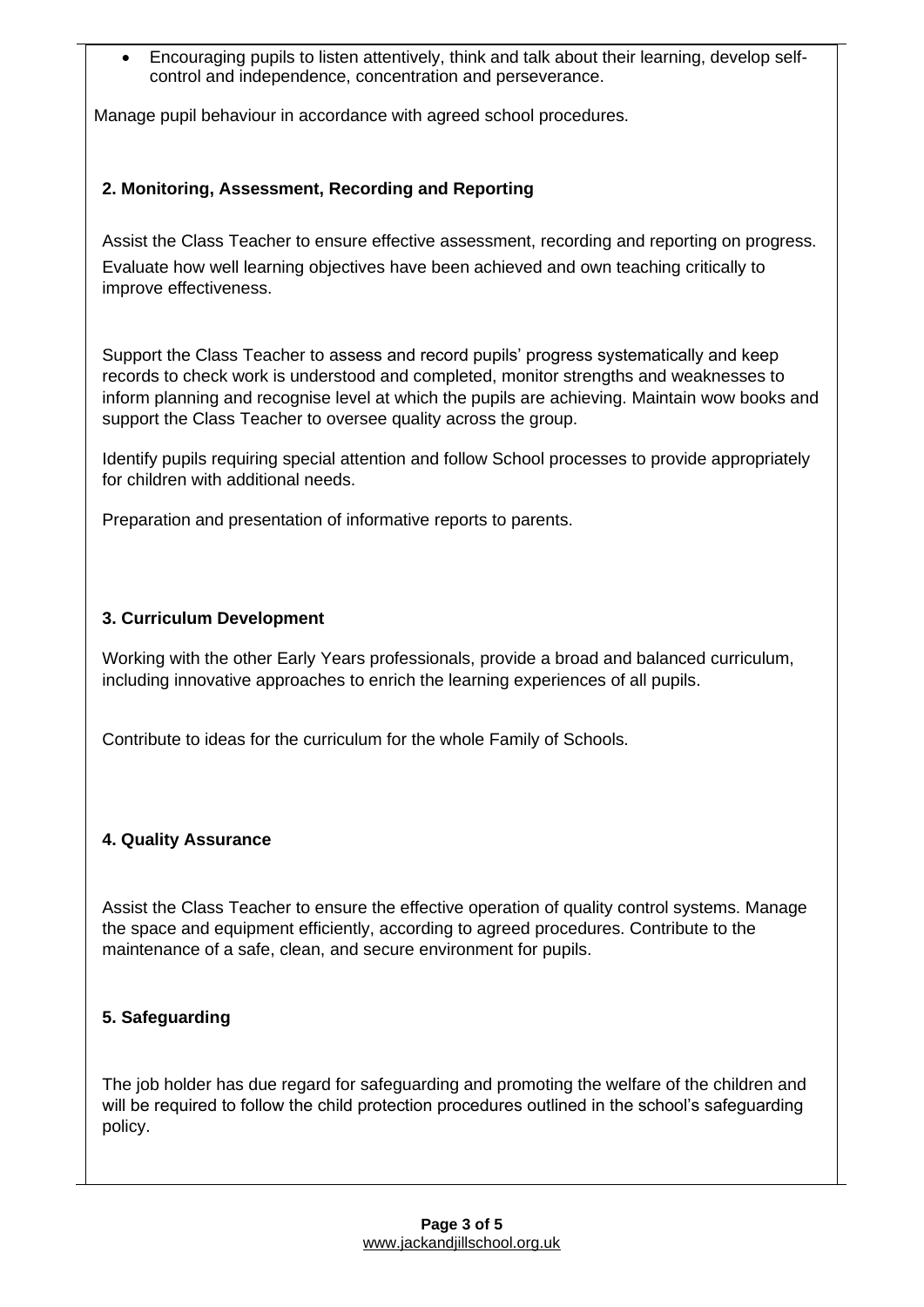- Encouraging pupils to listen attentively, think and talk about their learning, develop self-control and independence, concentration and perseverance.

Manage pupil behaviour in accordance with agreed school procedures.

**2. Monitoring, Assessment, Recording and Reporting**

Assist the Class Teacher to ensure effective assessment, recording and reporting on progress. Evaluate how well learning objectives have been achieved and own teaching critically to improve effectiveness.

Support the Class Teacher to assess and record pupils' progress systematically and keep records to check work is understood and completed, monitor strengths and weaknesses to inform planning and recognise level at which the pupils are achieving. Maintain wow books and support the Class Teacher to oversee quality across the group.

Identify pupils requiring special attention and follow School processes to provide appropriately for children with additional needs.

Preparation and presentation of informative reports to parents.

**3. Curriculum Development**

Working with the other Early Years professionals, provide a broad and balanced curriculum, including innovative approaches to enrich the learning experiences of all pupils.

Contribute to ideas for the curriculum for the whole Family of Schools.

**4. Quality Assurance**

Assist the Class Teacher to ensure the effective operation of quality control systems. Manage the space and equipment efficiently, according to agreed procedures. Contribute to the maintenance of a safe, clean, and secure environment for pupils.

**5. Safeguarding**

The job holder has due regard for safeguarding and promoting the welfare of the children and will be required to follow the child protection procedures outlined in the school's safeguarding policy.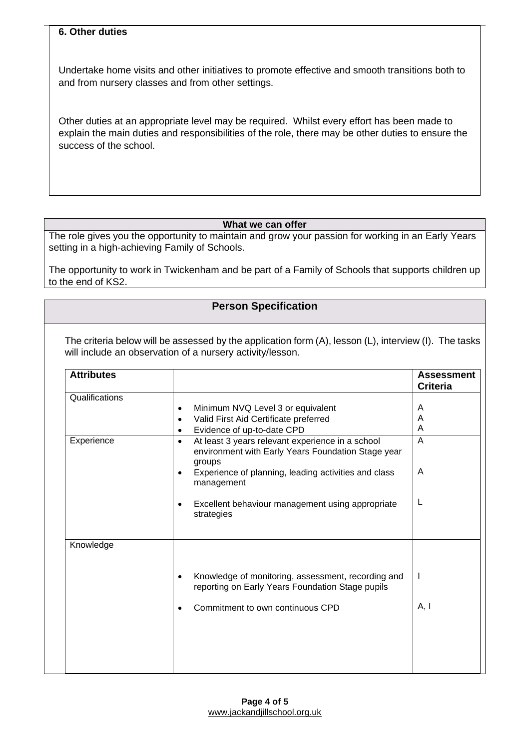**6. Other duties**

Undertake home visits and other initiatives to promote effective and smooth transitions both to and from nursery classes and from other settings.

Other duties at an appropriate level may be required. Whilst every effort has been made to explain the main duties and responsibilities of the role, there may be other duties to ensure the success of the school.

## What we can offer

The role gives you the opportunity to maintain and grow your passion for working in an Early Years setting in a high-achieving Family of Schools.

The opportunity to work in Twickenham and be part of a Family of Schools that supports children up to the end of KS2.

## Person Specification

The criteria below will be assessed by the application form (A), lesson (L), interview (I). The tasks will include an observation of a nursery activity/lesson.

| Attributes | | Assessment Criteria |
|---|---|---|
| Qualifications | • Minimum NVQ Level 3 or equivalent | A |
| | • Valid First Aid Certificate preferred | A |
| | • Evidence of up-to-date CPD | A |
| Experience | • At least 3 years relevant experience in a school environment with Early Years Foundation Stage year groups | A |
| | • Experience of planning, leading activities and class management | A |
| | • Excellent behaviour management using appropriate strategies | L |
| Knowledge | • Knowledge of monitoring, assessment, recording and reporting on Early Years Foundation Stage pupils | I |
| | • Commitment to own continuous CPD | A, I |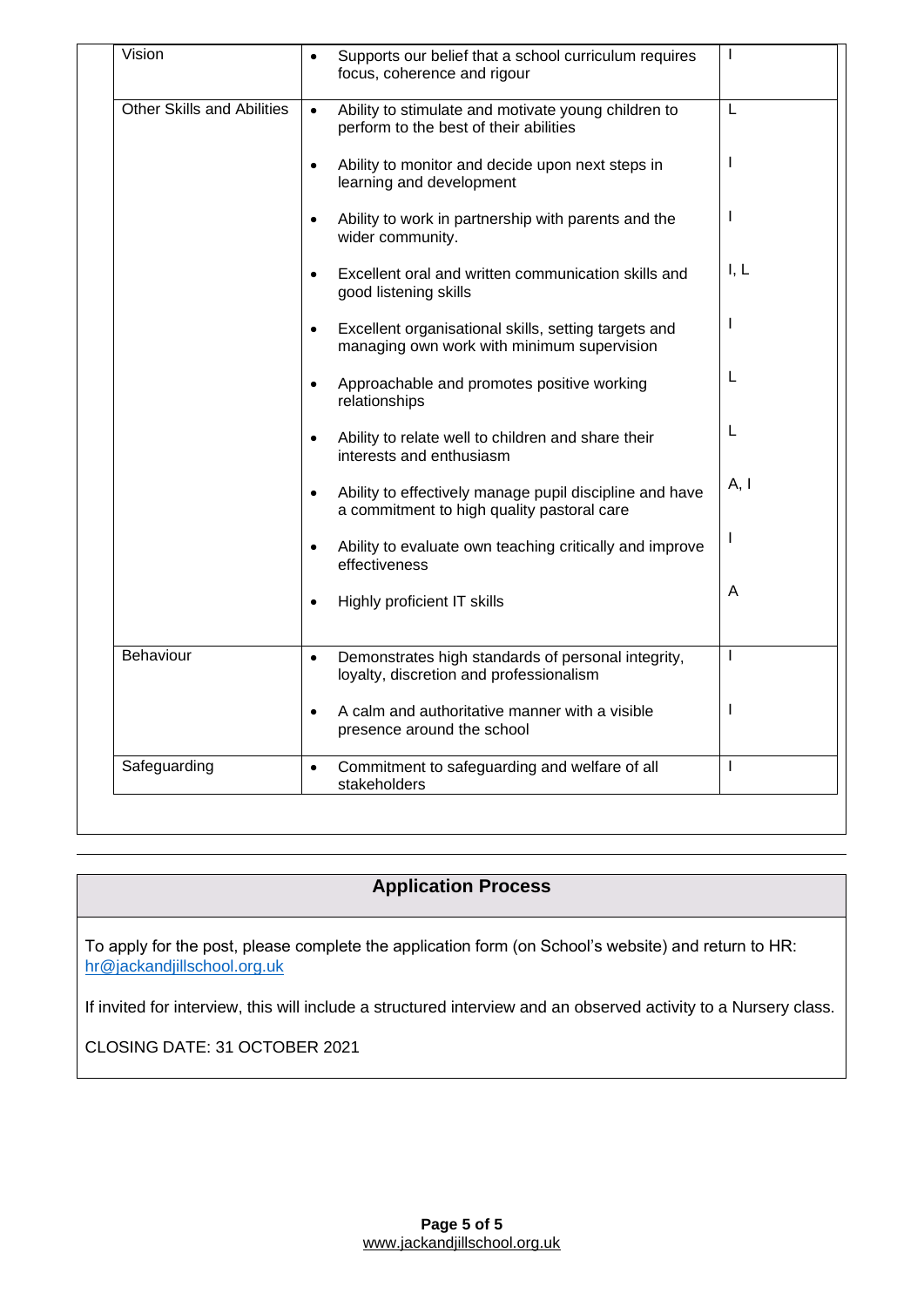| | | |
|---|---|---|
| Vision | • Supports our belief that a school curriculum requires focus, coherence and rigour | I |
| Other Skills and Abilities | • Ability to stimulate and motivate young children to perform to the best of their abilities | L |
| | • Ability to monitor and decide upon next steps in learning and development | I |
| | • Ability to work in partnership with parents and the wider community. | I |
| | • Excellent oral and written communication skills and good listening skills | I, L |
| | • Excellent organisational skills, setting targets and managing own work with minimum supervision | I |
| | • Approachable and promotes positive working relationships | L |
| | • Ability to relate well to children and share their interests and enthusiasm | L |
| | • Ability to effectively manage pupil discipline and have a commitment to high quality pastoral care | A, I |
| | • Ability to evaluate own teaching critically and improve effectiveness | I |
| | • Highly proficient IT skills | A |
| Behaviour | • Demonstrates high standards of personal integrity, loyalty, discretion and professionalism | I |
| | • A calm and authoritative manner with a visible presence around the school | I |
| Safeguarding | • Commitment to safeguarding and welfare of all stakeholders | I |

## Application Process

To apply for the post, please complete the application form (on School's website) and return to HR: hr@jackandjillschool.org.uk

If invited for interview, this will include a structured interview and an observed activity to a Nursery class.

CLOSING DATE: 31 OCTOBER 2021